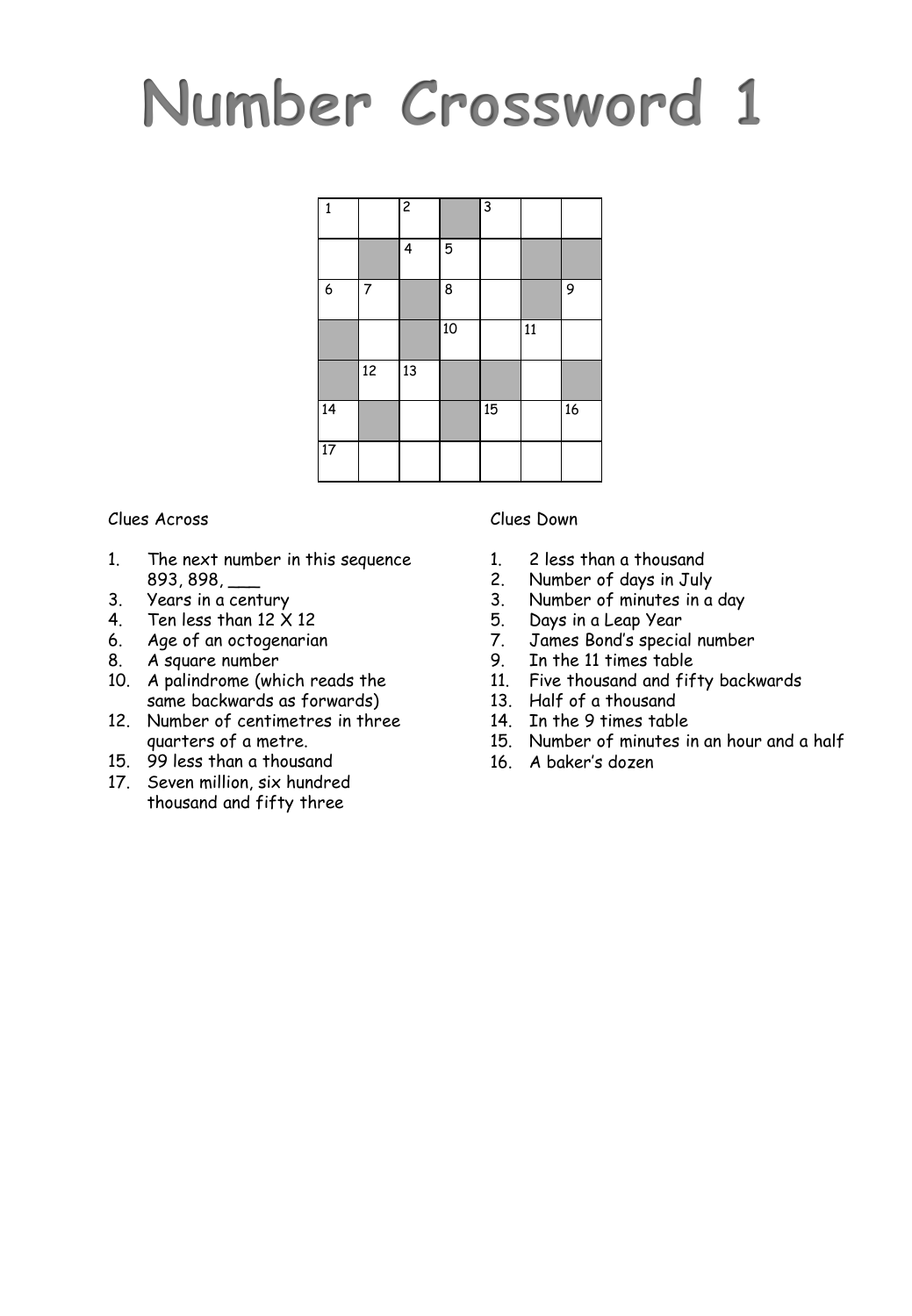# Number Crossword 1

| 1 | | 2 | ■ | 3 | | |
|---|---|---|---|---|---|---|
| | ■ | 4 | 5 | | ■ | ■ |
| 6 | 7 | ■ | 8 | | ■ | 9 |
| ■ | | ■ | 10 | | 11 | |
| ■ | 12 | 13 | ■ | ■ | | ■ |
| 14 | ■ | | ■ | 15 | | 16 |
| 17 | | | | | | |

Clues Across

1. The next number in this sequence 893, 898, ___
3. Years in a century
4. Ten less than 12 X 12
6. Age of an octogenarian
8. A square number
10. A palindrome (which reads the same backwards as forwards)
12. Number of centimetres in three quarters of a metre.
15. 99 less than a thousand
17. Seven million, six hundred thousand and fifty three

Clues Down

1. 2 less than a thousand
2. Number of days in July
3. Number of minutes in a day
5. Days in a Leap Year
7. James Bond's special number
9. In the 11 times table
11. Five thousand and fifty backwards
13. Half of a thousand
14. In the 9 times table
15. Number of minutes in an hour and a half
16. A baker's dozen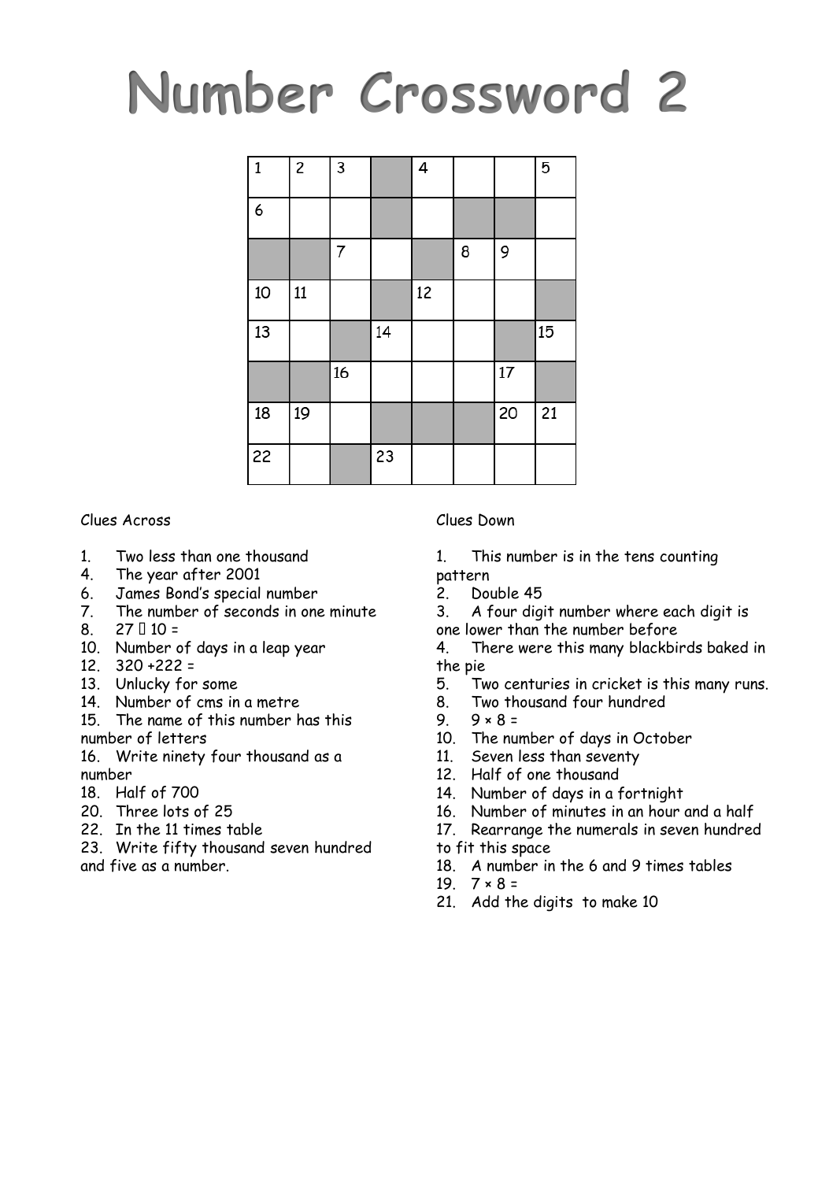# Number Crossword 2

| 1 | 2 | 3 | ■ | 4 | | | 5 |
|---|---|---|---|---|---|---|---|
| 6 | | | ■ | | ■ | ■ | |
| ■ | ■ | 7 | | ■ | 8 | 9 | |
| 10 | 11 | | ■ | 12 | | | ■ |
| 13 | | ■ | 14 | | | ■ | 15 |
| ■ | ■ | 16 | | | | 17 | ■ |
| 18 | 19 | | ■ | ■ | ■ | 20 | 21 |
| 22 | | ■ | 23 | | | | |

Clues Across

1. Two less than one thousand
4. The year after 2001
6. James Bond's special number
7. The number of seconds in one minute
8. 27 □ 10 =
10. Number of days in a leap year
12. 320 +222 =
13. Unlucky for some
14. Number of cms in a metre
15. The name of this number has this number of letters
16. Write ninety four thousand as a number
18. Half of 700
20. Three lots of 25
22. In the 11 times table
23. Write fifty thousand seven hundred and five as a number.

Clues Down

1. This number is in the tens counting pattern
2. Double 45
3. A four digit number where each digit is one lower than the number before
4. There were this many blackbirds baked in the pie
5. Two centuries in cricket is this many runs.
8. Two thousand four hundred
9. $9 \times 8 =$
10. The number of days in October
11. Seven less than seventy
12. Half of one thousand
14. Number of days in a fortnight
16. Number of minutes in an hour and a half
17. Rearrange the numerals in seven hundred to fit this space
18. A number in the 6 and 9 times tables
19. $7 \times 8 =$
21. Add the digits to make 10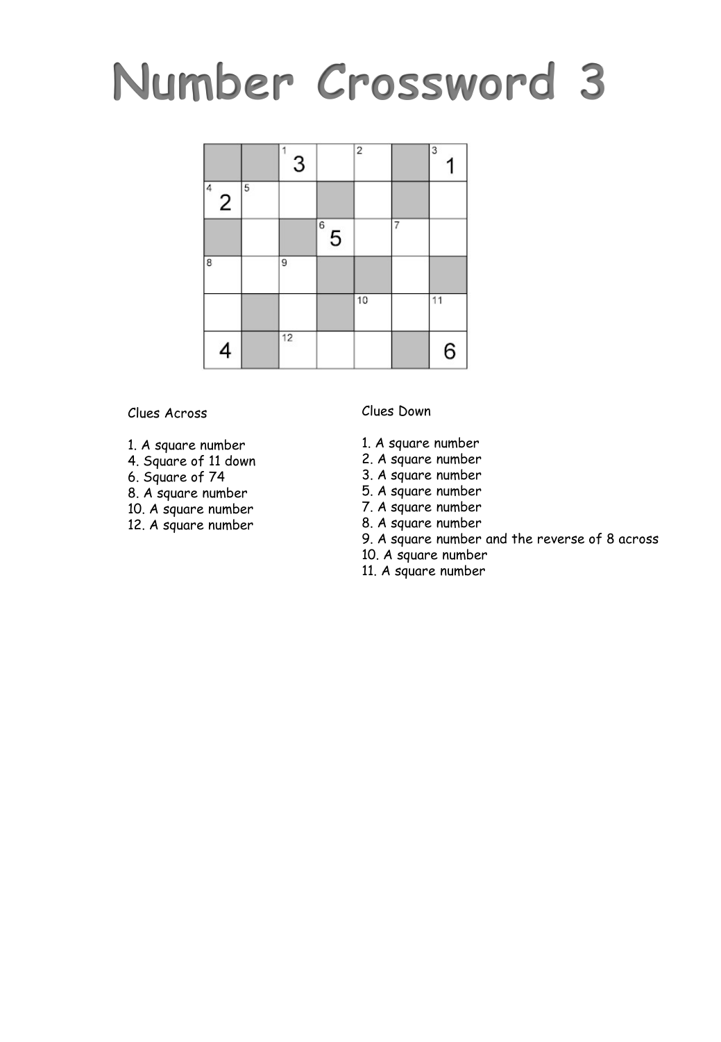# Number Crossword 3

| | | | | | | |
|---|---|---|---|---|---|---|
| ■ | ■ | [1] 3 | | [2] | ■ | [3] 1 |
| [4] 2 | [5] | | ■ | | ■ | |
| ■ | | ■ | [6] 5 | | [7] | |
| [8] | | [9] | ■ | ■ | | ■ |
| | ■ | | ■ | [10] | | [11] |
| 4 | ■ | [12] | | | ■ | 6 |

Clues Across

1. A square number
4. Square of 11 down
6. Square of 74
8. A square number
10. A square number
12. A square number

Clues Down

1. A square number
2. A square number
3. A square number
5. A square number
7. A square number
8. A square number
9. A square number and the reverse of 8 across
10. A square number
11. A square number